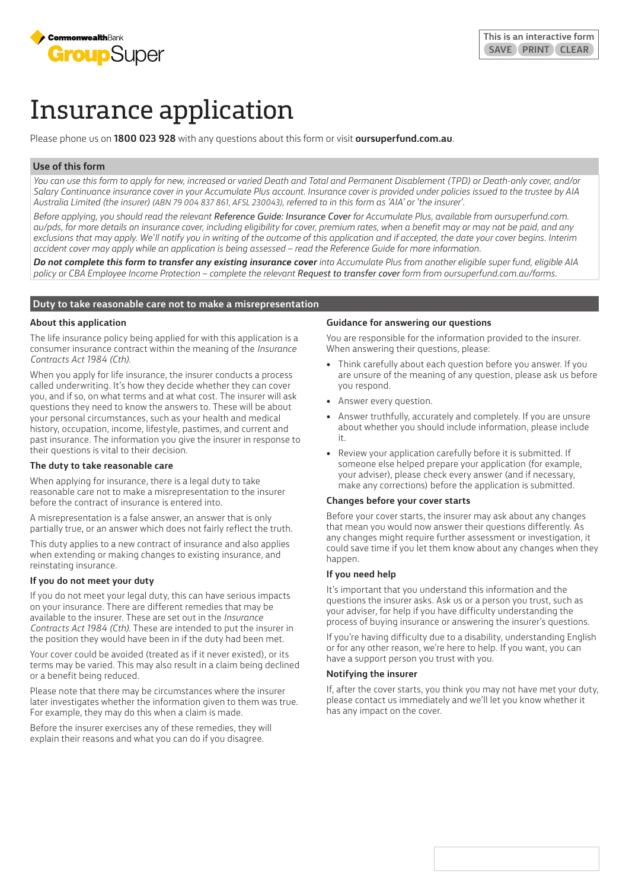CommonwealthBank GroupSuper

This is an interactive form
SAVE PRINT CLEAR

# Insurance application

Please phone us on **1800 023 928** with any questions about this form or visit **oursuperfund.com.au**.

## Use of this form

*You can use this form to apply for new, increased or varied Death and Total and Permanent Disablement (TPD) or Death-only cover, and/or Salary Continuance insurance cover in your Accumulate Plus account. Insurance cover is provided under policies issued to the trustee by AIA Australia Limited (the insurer) (ABN 79 004 837 861, AFSL 230043), referred to in this form as 'AIA' or 'the insurer'.*

*Before applying, you should read the relevant **Reference Guide: Insurance Cover** for Accumulate Plus, available from oursuperfund.com.au/pds, for more details on insurance cover, including eligibility for cover, premium rates, when a benefit may or may not be paid, and any exclusions that may apply. We'll notify you in writing of the outcome of this application and if accepted, the date your cover begins. Interim accident cover may apply while an application is being assessed – read the Reference Guide for more information.*

***Do not complete this form to transfer any existing insurance cover** into Accumulate Plus from another eligible super fund, eligible AIA policy or CBA Employee Income Protection – complete the relevant **Request to transfer cover** form from oursuperfund.com.au/forms.*

## Duty to take reasonable care not to make a misrepresentation

### About this application

The life insurance policy being applied for with this application is a consumer insurance contract within the meaning of the *Insurance Contracts Act 1984 (Cth).*

When you apply for life insurance, the insurer conducts a process called underwriting. It's how they decide whether they can cover you, and if so, on what terms and at what cost. The insurer will ask questions they need to know the answers to. These will be about your personal circumstances, such as your health and medical history, occupation, income, lifestyle, pastimes, and current and past insurance. The information you give the insurer in response to their questions is vital to their decision.

### The duty to take reasonable care

When applying for insurance, there is a legal duty to take reasonable care not to make a misrepresentation to the insurer before the contract of insurance is entered into.

A misrepresentation is a false answer, an answer that is only partially true, or an answer which does not fairly reflect the truth.

This duty applies to a new contract of insurance and also applies when extending or making changes to existing insurance, and reinstating insurance.

### If you do not meet your duty

If you do not meet your legal duty, this can have serious impacts on your insurance. There are different remedies that may be available to the insurer. These are set out in the *Insurance Contracts Act 1984 (Cth).* These are intended to put the insurer in the position they would have been in if the duty had been met.

Your cover could be avoided (treated as if it never existed), or its terms may be varied. This may also result in a claim being declined or a benefit being reduced.

Please note that there may be circumstances where the insurer later investigates whether the information given to them was true. For example, they may do this when a claim is made.

Before the insurer exercises any of these remedies, they will explain their reasons and what you can do if you disagree.

### Guidance for answering our questions

You are responsible for the information provided to the insurer. When answering their questions, please:

- Think carefully about each question before you answer. If you are unsure of the meaning of any question, please ask us before you respond.
- Answer every question.
- Answer truthfully, accurately and completely. If you are unsure about whether you should include information, please include it.
- Review your application carefully before it is submitted. If someone else helped prepare your application (for example, your adviser), please check every answer (and if necessary, make any corrections) before the application is submitted.

### Changes before your cover starts

Before your cover starts, the insurer may ask about any changes that mean you would now answer their questions differently. As any changes might require further assessment or investigation, it could save time if you let them know about any changes when they happen.

### If you need help

It's important that you understand this information and the questions the insurer asks. Ask us or a person you trust, such as your adviser, for help if you have difficulty understanding the process of buying insurance or answering the insurer's questions.

If you're having difficulty due to a disability, understanding English or for any other reason, we're here to help. If you want, you can have a support person you trust with you.

### Notifying the insurer

If, after the cover starts, you think you may not have met your duty, please contact us immediately and we'll let you know whether it has any impact on the cover.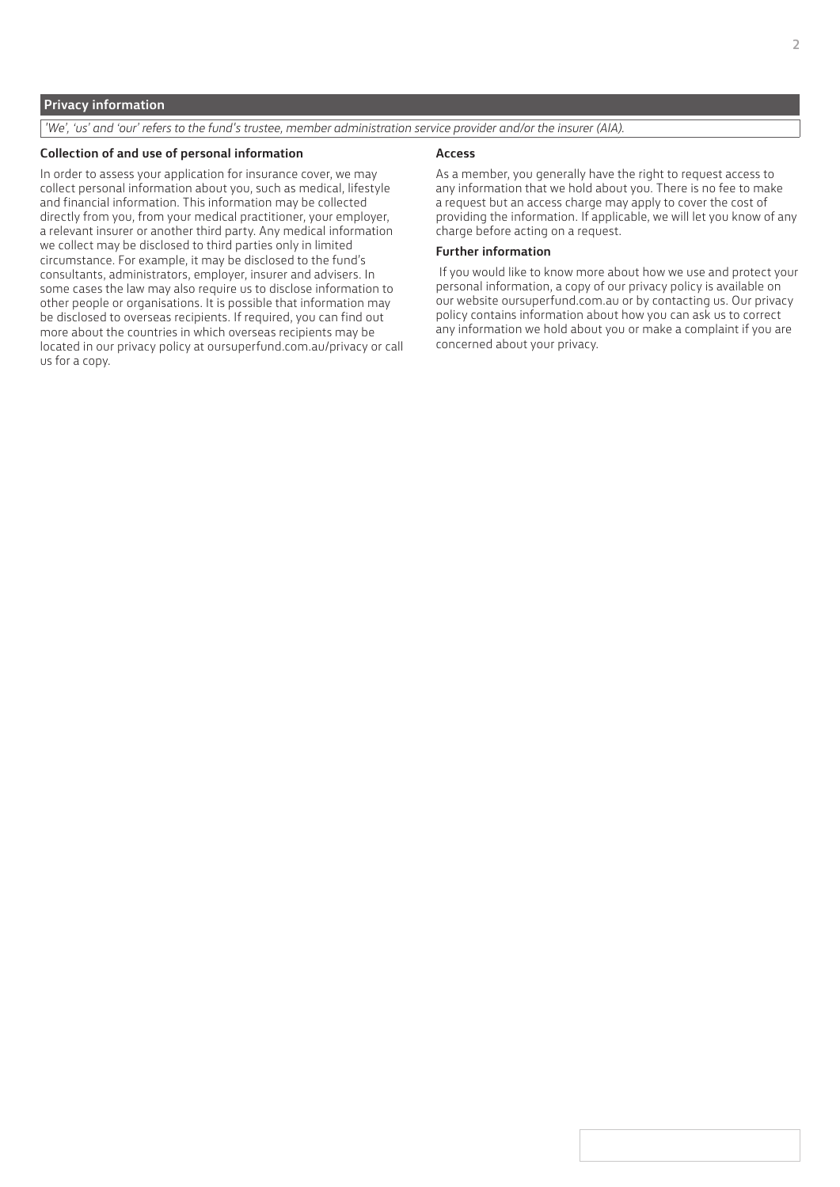## Privacy information

*'We', 'us' and 'our' refers to the fund's trustee, member administration service provider and/or the insurer (AIA).*

### Collection of and use of personal information

In order to assess your application for insurance cover, we may collect personal information about you, such as medical, lifestyle and financial information. This information may be collected directly from you, from your medical practitioner, your employer, a relevant insurer or another third party. Any medical information we collect may be disclosed to third parties only in limited circumstance. For example, it may be disclosed to the fund's consultants, administrators, employer, insurer and advisers. In some cases the law may also require us to disclose information to other people or organisations. It is possible that information may be disclosed to overseas recipients. If required, you can find out more about the countries in which overseas recipients may be located in our privacy policy at oursuperfund.com.au/privacy or call us for a copy.

### Access

As a member, you generally have the right to request access to any information that we hold about you. There is no fee to make a request but an access charge may apply to cover the cost of providing the information. If applicable, we will let you know of any charge before acting on a request.

### Further information

If you would like to know more about how we use and protect your personal information, a copy of our privacy policy is available on our website oursuperfund.com.au or by contacting us. Our privacy policy contains information about how you can ask us to correct any information we hold about you or make a complaint if you are concerned about your privacy.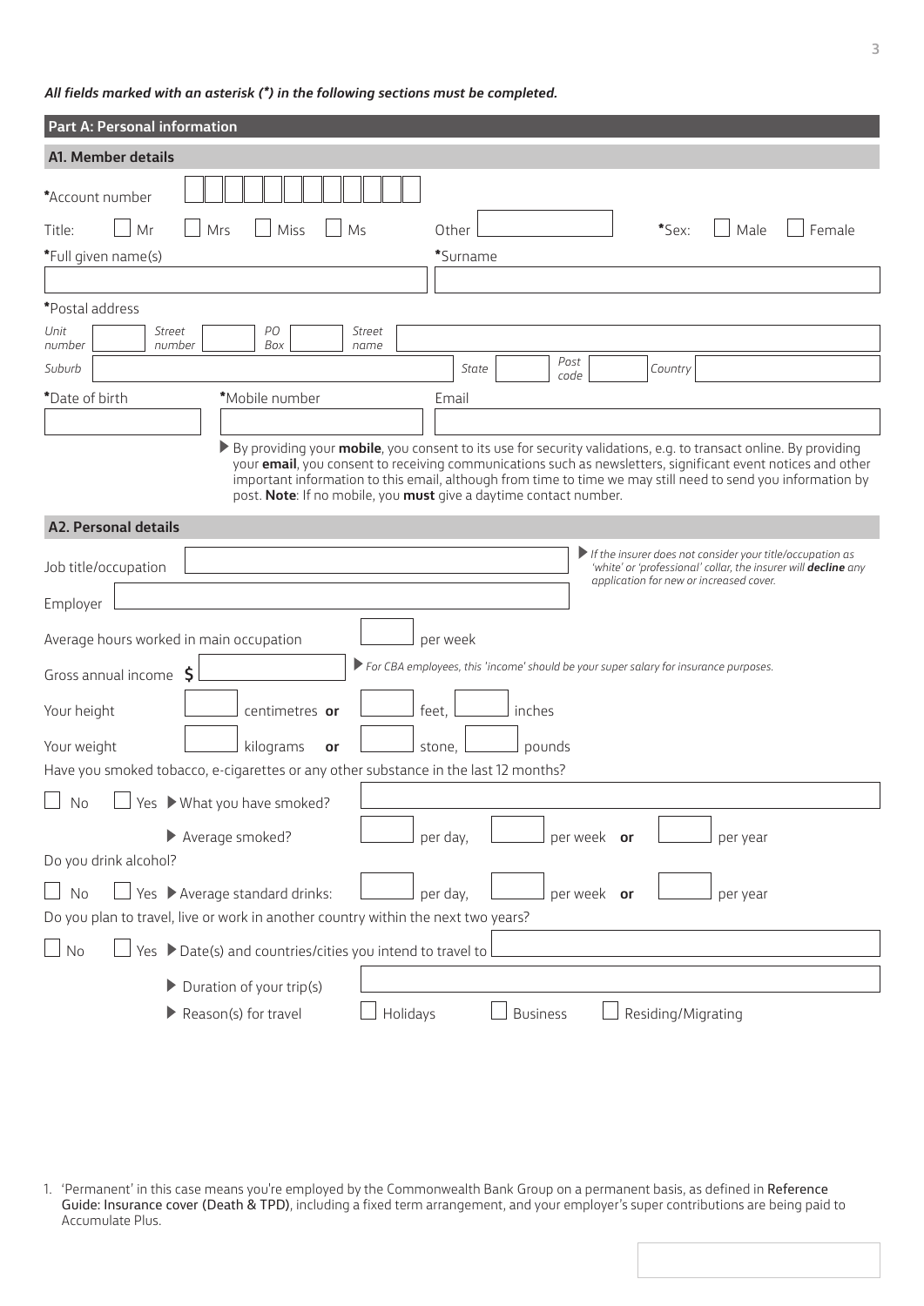*All fields marked with an asterisk (*) in the following sections must be completed.*

## Part A: Personal information

### A1. Member details

*Account number

Title: ☐ Mr ☐ Mrs ☐ Miss ☐ Ms Other ______ *Sex: ☐ Male ☐ Female

*Full given name(s) *Surname

*Postal address

*Unit number* *Street number* *PO Box* *Street name*

*Suburb* *State* *Post code* *Country*

*Date of birth *Mobile number Email

▶ By providing your **mobile**, you consent to its use for security validations, e.g. to transact online. By providing your **email**, you consent to receiving communications such as newsletters, significant event notices and other important information to this email, although from time to time we may still need to send you information by post. **Note**: If no mobile, you **must** give a daytime contact number.

### A2. Personal details

Job title/occupation

▶ *If the insurer does not consider your title/occupation as 'white' or 'professional' collar, the insurer will **decline** any application for new or increased cover.*

Employer

Average hours worked in main occupation ______ per week

Gross annual income $ ______

▶ *For CBA employees, this 'income' should be your super salary for insurance purposes.*

Your height ______ centimetres **or** ______ feet, ______ inches

Your weight ______ kilograms **or** ______ stone, ______ pounds

Have you smoked tobacco, e-cigarettes or any other substance in the last 12 months?

☐ No ☐ Yes ▶ What you have smoked? ______

▶ Average smoked? ______ per day, ______ per week **or** ______ per year

Do you drink alcohol?

☐ No ☐ Yes ▶ Average standard drinks: ______ per day, ______ per week **or** ______ per year

Do you plan to travel, live or work in another country within the next two years?

☐ No ☐ Yes ▶ Date(s) and countries/cities you intend to travel to ______

▶ Duration of your trip(s) ______

▶ Reason(s) for travel ☐ Holidays ☐ Business ☐ Residing/Migrating

1. 'Permanent' in this case means you're employed by the Commonwealth Bank Group on a permanent basis, as defined in Reference Guide: Insurance cover (Death & TPD), including a fixed term arrangement, and your employer's super contributions are being paid to Accumulate Plus.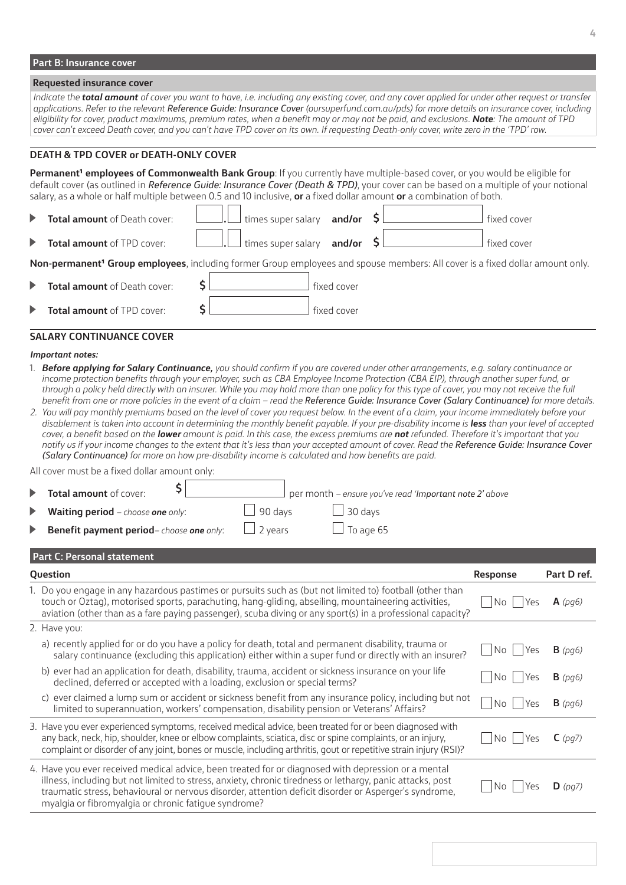## Part B: Insurance cover

### Requested insurance cover

*Indicate the **total amount** of cover you want to have, i.e. including any existing cover, and any cover applied for under other request or transfer applications. Refer to the relevant **Reference Guide: Insurance Cover** (oursuperfund.com.au/pds) for more details on insurance cover, including eligibility for cover, product maximums, premium rates, when a benefit may or may not be paid, and exclusions. **Note**: The amount of TPD cover can't exceed Death cover, and you can't have TPD cover on its own. If requesting Death-only cover, write zero in the 'TPD' row.*

### DEATH & TPD COVER or DEATH-ONLY COVER

**Permanent[1] employees of Commonwealth Bank Group**: If you currently have multiple-based cover, or you would be eligible for default cover (as outlined in *Reference Guide: Insurance Cover (Death & TPD)*, your cover can be based on a multiple of your notional salary, as a whole or half multiple between 0.5 and 10 inclusive, **or** a fixed dollar amount **or** a combination of both.

- **Total amount** of Death cover: ____ . ____ times super salary **and/or** $ ____________ fixed cover
- **Total amount** of TPD cover: ____ . ____ times super salary **and/or** $ ____________ fixed cover

**Non-permanent[1] Group employees**, including former Group employees and spouse members: All cover is a fixed dollar amount only.

- **Total amount** of Death cover: $ ____________ fixed cover
- **Total amount** of TPD cover: $ ____________ fixed cover

### SALARY CONTINUANCE COVER

***Important notes:***

1. ***Before applying for Salary Continuance,** you should confirm if you are covered under other arrangements, e.g. salary continuance or income protection benefits through your employer, such as CBA Employee Income Protection (CBA EIP), through another super fund, or through a policy held directly with an insurer. While you may hold more than one policy for this type of cover, you may not receive the full benefit from one or more policies in the event of a claim – read the **Reference Guide: Insurance Cover (Salary Continuance)** for more details.*
2. *You will pay monthly premiums based on the level of cover you request below. In the event of a claim, your income immediately before your disablement is taken into account in determining the monthly benefit payable. If your pre-disability income is **less** than your level of accepted cover, a benefit based on the **lower** amount is paid. In this case, the excess premiums are **not** refunded. Therefore it's important that you notify us if your income changes to the extent that it's less than your accepted amount of cover. Read the **Reference Guide: Insurance Cover (Salary Continuance)** for more on how pre-disability income is calculated and how benefits are paid.*

All cover must be a fixed dollar amount only:

- **Total amount** of cover: $ ____________ per month – *ensure you've read '**Important note 2**' above*
- **Waiting period** – *choose **one** only*: ☐ 90 days ☐ 30 days
- **Benefit payment period** – *choose **one** only*: ☐ 2 years ☐ To age 65

## Part C: Personal statement

| Question | Response | Part D ref. |
|---|---|---|
| 1. Do you engage in any hazardous pastimes or pursuits such as (but not limited to) football (other than touch or Oztag), motorised sports, parachuting, hang-gliding, abseiling, mountaineering activities, aviation (other than as a fare paying passenger), scuba diving or any sport(s) in a professional capacity? | ☐ No ☐ Yes | **A** *(pg6)* |
| 2. Have you: | | |
| a) recently applied for or do you have a policy for death, total and permanent disability, trauma or salary continuance (excluding this application) either within a super fund or directly with an insurer? | ☐ No ☐ Yes | **B** *(pg6)* |
| b) ever had an application for death, disability, trauma, accident or sickness insurance on your life declined, deferred or accepted with a loading, exclusion or special terms? | ☐ No ☐ Yes | **B** *(pg6)* |
| c) ever claimed a lump sum or accident or sickness benefit from any insurance policy, including but not limited to superannuation, workers' compensation, disability pension or Veterans' Affairs? | ☐ No ☐ Yes | **B** *(pg6)* |
| 3. Have you ever experienced symptoms, received medical advice, been treated for or been diagnosed with any back, neck, hip, shoulder, knee or elbow complaints, sciatica, disc or spine complaints, or an injury, complaint or disorder of any joint, bones or muscle, including arthritis, gout or repetitive strain injury (RSI)? | ☐ No ☐ Yes | **C** *(pg7)* |
| 4. Have you ever received medical advice, been treated for or diagnosed with depression or a mental illness, including but not limited to stress, anxiety, chronic tiredness or lethargy, panic attacks, post traumatic stress, behavioural or nervous disorder, attention deficit disorder or Asperger's syndrome, myalgia or fibromyalgia or chronic fatigue syndrome? | ☐ No ☐ Yes | **D** *(pg7)* |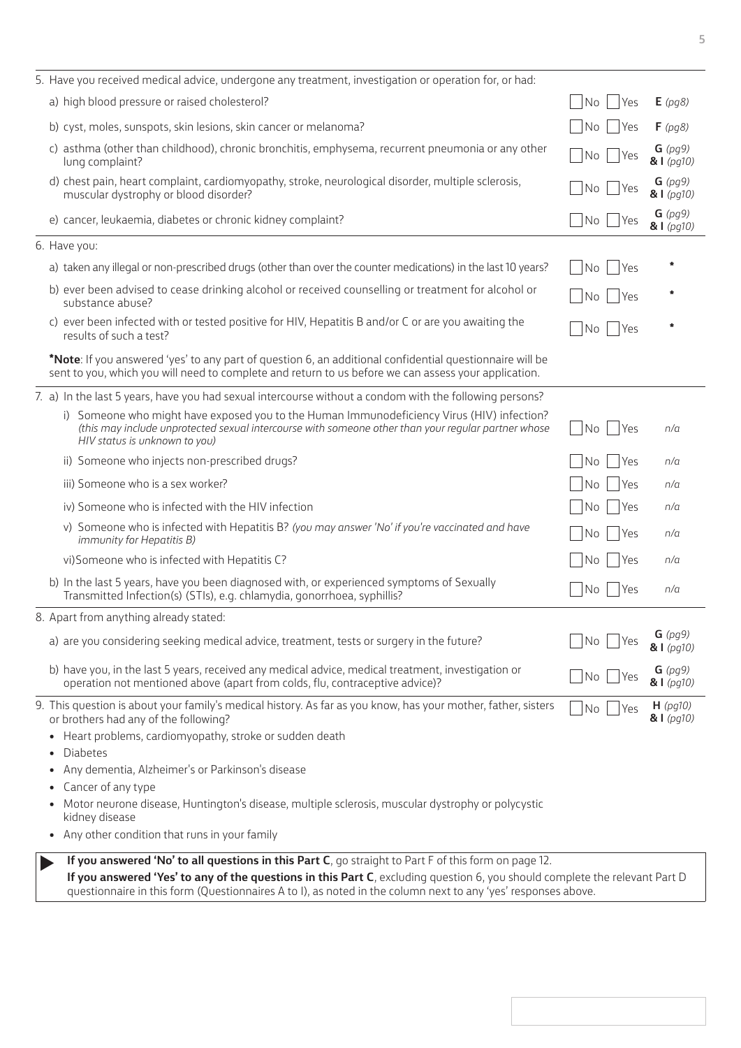| Question | Answer | |
|---|---|---|
| 5. Have you received medical advice, undergone any treatment, investigation or operation for, or had: | | |
| a) high blood pressure or raised cholesterol? | ☐ No ☐ Yes | **E** *(pg8)* |
| b) cyst, moles, sunspots, skin lesions, skin cancer or melanoma? | ☐ No ☐ Yes | **F** *(pg8)* |
| c) asthma (other than childhood), chronic bronchitis, emphysema, recurrent pneumonia or any other lung complaint? | ☐ No ☐ Yes | **G** *(pg9)* **& I** *(pg10)* |
| d) chest pain, heart complaint, cardiomyopathy, stroke, neurological disorder, multiple sclerosis, muscular dystrophy or blood disorder? | ☐ No ☐ Yes | **G** *(pg9)* **& I** *(pg10)* |
| e) cancer, leukaemia, diabetes or chronic kidney complaint? | ☐ No ☐ Yes | **G** *(pg9)* **& I** *(pg10)* |
| 6. Have you: | | |
| a) taken any illegal or non-prescribed drugs (other than over the counter medications) in the last 10 years? | ☐ No ☐ Yes | * |
| b) ever been advised to cease drinking alcohol or received counselling or treatment for alcohol or substance abuse? | ☐ No ☐ Yes | * |
| c) ever been infected with or tested positive for HIV, Hepatitis B and/or C or are you awaiting the results of such a test? | ☐ No ☐ Yes | * |

***Note**: If you answered 'yes' to any part of question 6, an additional confidential questionnaire will be sent to you, which you will need to complete and return to us before we can assess your application.

| Question | Answer | |
|---|---|---|
| 7. a) In the last 5 years, have you had sexual intercourse without a condom with the following persons? | | |
| i) Someone who might have exposed you to the Human Immunodeficiency Virus (HIV) infection? *(this may include unprotected sexual intercourse with someone other than your regular partner whose HIV status is unknown to you)* | ☐ No ☐ Yes | *n/a* |
| ii) Someone who injects non-prescribed drugs? | ☐ No ☐ Yes | *n/a* |
| iii) Someone who is a sex worker? | ☐ No ☐ Yes | *n/a* |
| iv) Someone who is infected with the HIV infection | ☐ No ☐ Yes | *n/a* |
| v) Someone who is infected with Hepatitis B? *(you may answer 'No' if you're vaccinated and have immunity for Hepatitis B)* | ☐ No ☐ Yes | *n/a* |
| vi) Someone who is infected with Hepatitis C? | ☐ No ☐ Yes | *n/a* |
| b) In the last 5 years, have you been diagnosed with, or experienced symptoms of Sexually Transmitted Infection(s) (STIs), e.g. chlamydia, gonorrhoea, syphillis? | ☐ No ☐ Yes | *n/a* |
| 8. Apart from anything already stated: | | |
| a) are you considering seeking medical advice, treatment, tests or surgery in the future? | ☐ No ☐ Yes | **G** *(pg9)* **& I** *(pg10)* |
| b) have you, in the last 5 years, received any medical advice, medical treatment, investigation or operation not mentioned above (apart from colds, flu, contraceptive advice)? | ☐ No ☐ Yes | **G** *(pg9)* **& I** *(pg10)* |
| 9. This question is about your family's medical history. As far as you know, has your mother, father, sisters or brothers had any of the following? | ☐ No ☐ Yes | **H** *(pg10)* **& I** *(pg10)* |

- Heart problems, cardiomyopathy, stroke or sudden death
- Diabetes
- Any dementia, Alzheimer's or Parkinson's disease
- Cancer of any type
- Motor neurone disease, Huntington's disease, multiple sclerosis, muscular dystrophy or polycystic kidney disease
- Any other condition that runs in your family

▶ **If you answered 'No' to all questions in this Part C**, go straight to Part F of this form on page 12.
**If you answered 'Yes' to any of the questions in this Part C**, excluding question 6, you should complete the relevant Part D questionnaire in this form (Questionnaires A to I), as noted in the column next to any 'yes' responses above.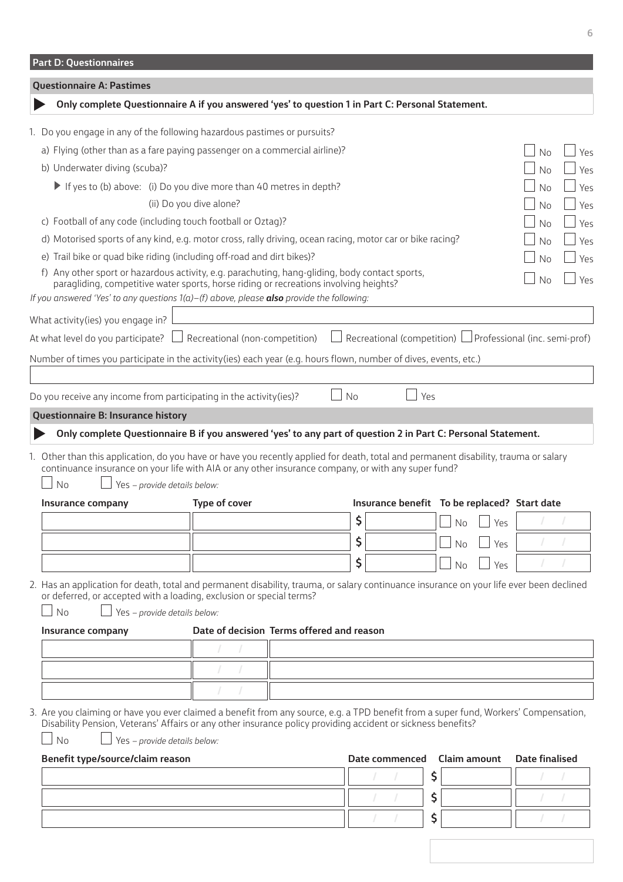## Part D: Questionnaires

### Questionnaire A: Pastimes

**Only complete Questionnaire A if you answered 'yes' to question 1 in Part C: Personal Statement.**

1. Do you engage in any of the following hazardous pastimes or pursuits?
   - a) Flying (other than as a fare paying passenger on a commercial airline)? ☐ No ☐ Yes
   - b) Underwater diving (scuba)? ☐ No ☐ Yes
     - If yes to (b) above: (i) Do you dive more than 40 metres in depth? ☐ No ☐ Yes
     - (ii) Do you dive alone? ☐ No ☐ Yes
   - c) Football of any code (including touch football or Oztag)? ☐ No ☐ Yes
   - d) Motorised sports of any kind, e.g. motor cross, rally driving, ocean racing, motor car or bike racing? ☐ No ☐ Yes
   - e) Trail bike or quad bike riding (including off-road and dirt bikes)? ☐ No ☐ Yes
   - f) Any other sport or hazardous activity, e.g. parachuting, hang-gliding, body contact sports, paragliding, competitive water sports, horse riding or recreations involving heights? ☐ No ☐ Yes

*If you answered 'Yes' to any questions 1(a)–(f) above, please **also** provide the following:*

What activity(ies) you engage in? ______________________

At what level do you participate? ☐ Recreational (non-competition) ☐ Recreational (competition) ☐ Professional (inc. semi-prof)

Number of times you participate in the activity(ies) each year (e.g. hours flown, number of dives, events, etc.)

______________________

Do you receive any income from participating in the activity(ies)? ☐ No ☐ Yes

### Questionnaire B: Insurance history

**Only complete Questionnaire B if you answered 'yes' to any part of question 2 in Part C: Personal Statement.**

1. Other than this application, do you have or have you recently applied for death, total and permanent disability, trauma or salary continuance insurance on your life with AIA or any other insurance company, or with any super fund?

   ☐ No ☐ Yes – *provide details below:*

| Insurance company | Type of cover | Insurance benefit | To be replaced? | Start date |
|---|---|---|---|---|
| | | $ | ☐ No ☐ Yes | / / |
| | | $ | ☐ No ☐ Yes | / / |
| | | $ | ☐ No ☐ Yes | / / |

2. Has an application for death, total and permanent disability, trauma, or salary continuance insurance on your life ever been declined or deferred, or accepted with a loading, exclusion or special terms?

   ☐ No ☐ Yes – *provide details below:*

| Insurance company | Date of decision | Terms offered and reason |
|---|---|---|
| | / / | |
| | / / | |
| | / / | |

3. Are you claiming or have you ever claimed a benefit from any source, e.g. a TPD benefit from a super fund, Workers' Compensation, Disability Pension, Veterans' Affairs or any other insurance policy providing accident or sickness benefits?

   ☐ No ☐ Yes – *provide details below:*

| Benefit type/source/claim reason | Date commenced | Claim amount | Date finalised |
|---|---|---|---|
| | / / | $ | / / |
| | / / | $ | / / |
| | / / | $ | / / |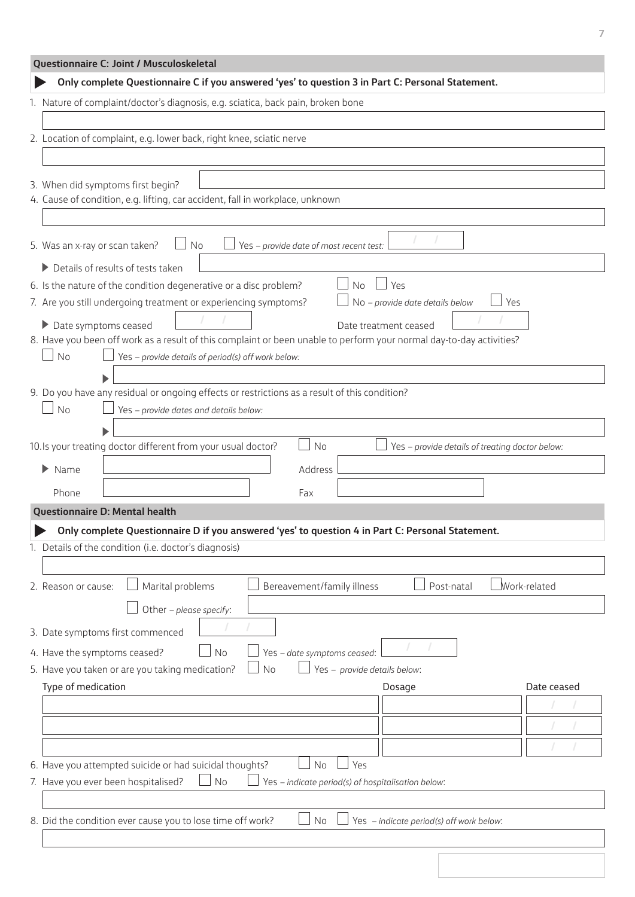## Questionnaire C: Joint / Musculoskeletal

▶ **Only complete Questionnaire C if you answered 'yes' to question 3 in Part C: Personal Statement.**

1. Nature of complaint/doctor's diagnosis, e.g. sciatica, back pain, broken bone

2. Location of complaint, e.g. lower back, right knee, sciatic nerve

3. When did symptoms first begin?

4. Cause of condition, e.g. lifting, car accident, fall in workplace, unknown

5. Was an x-ray or scan taken? ☐ No ☐ Yes – *provide date of most recent test:* / /

   ▶ Details of results of tests taken

6. Is the nature of the condition degenerative or a disc problem? ☐ No ☐ Yes

7. Are you still undergoing treatment or experiencing symptoms? ☐ No – *provide date details below* ☐ Yes

   ▶ Date symptoms ceased / / Date treatment ceased / /

8. Have you been off work as a result of this complaint or been unable to perform your normal day-to-day activities?

   ☐ No ☐ Yes – *provide details of period(s) off work below:*

   ▶

9. Do you have any residual or ongoing effects or restrictions as a result of this condition?

   ☐ No ☐ Yes – *provide dates and details below:*

   ▶

10. Is your treating doctor different from your usual doctor? ☐ No ☐ Yes – *provide details of treating doctor below:*

    ▶ Name Address

    Phone Fax

## Questionnaire D: Mental health

▶ **Only complete Questionnaire D if you answered 'yes' to question 4 in Part C: Personal Statement.**

1. Details of the condition (i.e. doctor's diagnosis)

2. Reason or cause: ☐ Marital problems ☐ Bereavement/family illness ☐ Post-natal ☐ Work-related

   ☐ Other – *please specify*:

3. Date symptoms first commenced / /

4. Have the symptoms ceased? ☐ No ☐ Yes – *date symptoms ceased*: / /

5. Have you taken or are you taking medication? ☐ No ☐ Yes – *provide details below*:

| Type of medication | Dosage | Date ceased |
|---|---|---|
| | | / / |
| | | / / |
| | | / / |

6. Have you attempted suicide or had suicidal thoughts? ☐ No ☐ Yes

7. Have you ever been hospitalised? ☐ No ☐ Yes – *indicate period(s) of hospitalisation below*:

8. Did the condition ever cause you to lose time off work? ☐ No ☐ Yes – *indicate period(s) off work below*: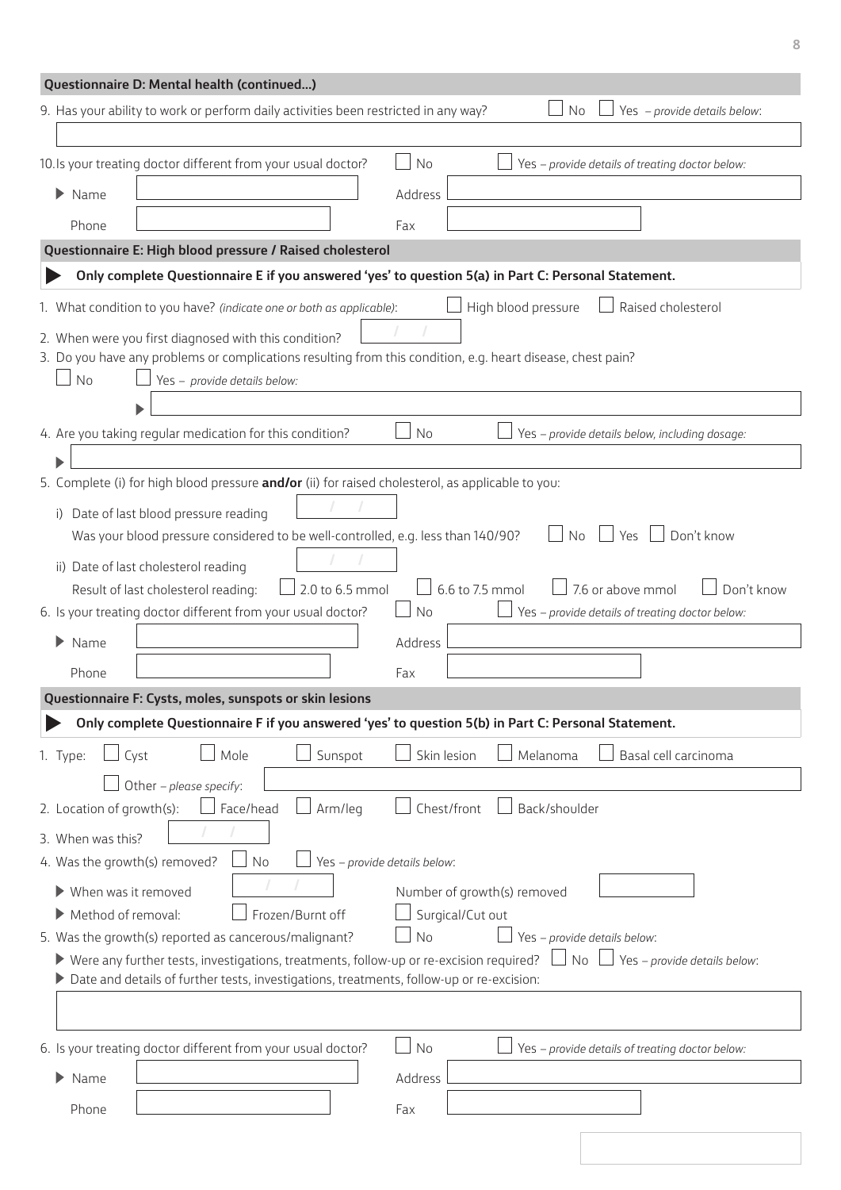## Questionnaire D: Mental health (continued...)

9. Has your ability to work or perform daily activities been restricted in any way? ☐ No ☐ Yes – *provide details below*:

10. Is your treating doctor different from your usual doctor? ☐ No ☐ Yes – *provide details of treating doctor below:*

▶ Name ______ Address ______

Phone ______ Fax ______

## Questionnaire E: High blood pressure / Raised cholesterol

▶ **Only complete Questionnaire E if you answered 'yes' to question 5(a) in Part C: Personal Statement.**

1. What condition to you have? *(indicate one or both as applicable)*: ☐ High blood pressure ☐ Raised cholesterol
2. When were you first diagnosed with this condition? / /
3. Do you have any problems or complications resulting from this condition, e.g. heart disease, chest pain?

   ☐ No ☐ Yes – *provide details below:*

   ▶
4. Are you taking regular medication for this condition? ☐ No ☐ Yes – *provide details below, including dosage:*

   ▶
5. Complete (i) for high blood pressure **and/or** (ii) for raised cholesterol, as applicable to you:

   i) Date of last blood pressure reading / /

   Was your blood pressure considered to be well-controlled, e.g. less than 140/90? ☐ No ☐ Yes ☐ Don't know

   ii) Date of last cholesterol reading / /

   Result of last cholesterol reading: ☐ 2.0 to 6.5 mmol ☐ 6.6 to 7.5 mmol ☐ 7.6 or above mmol ☐ Don't know
6. Is your treating doctor different from your usual doctor? ☐ No ☐ Yes – *provide details of treating doctor below:*

▶ Name ______ Address ______

Phone ______ Fax ______

## Questionnaire F: Cysts, moles, sunspots or skin lesions

▶ **Only complete Questionnaire F if you answered 'yes' to question 5(b) in Part C: Personal Statement.**

1. Type: ☐ Cyst ☐ Mole ☐ Sunspot ☐ Skin lesion ☐ Melanoma ☐ Basal cell carcinoma

   ☐ Other – *please specify*:
2. Location of growth(s): ☐ Face/head ☐ Arm/leg ☐ Chest/front ☐ Back/shoulder
3. When was this? / /
4. Was the growth(s) removed? ☐ No ☐ Yes – *provide details below*:

   ▶ When was it removed / / Number of growth(s) removed

   ▶ Method of removal: ☐ Frozen/Burnt off ☐ Surgical/Cut out
5. Was the growth(s) reported as cancerous/malignant? ☐ No ☐ Yes – *provide details below*:

   ▶ Were any further tests, investigations, treatments, follow-up or re-excision required? ☐ No ☐ Yes – *provide details below*:

   ▶ Date and details of further tests, investigations, treatments, follow-up or re-excision:
6. Is your treating doctor different from your usual doctor? ☐ No ☐ Yes – *provide details of treating doctor below:*

▶ Name ______ Address ______

Phone ______ Fax ______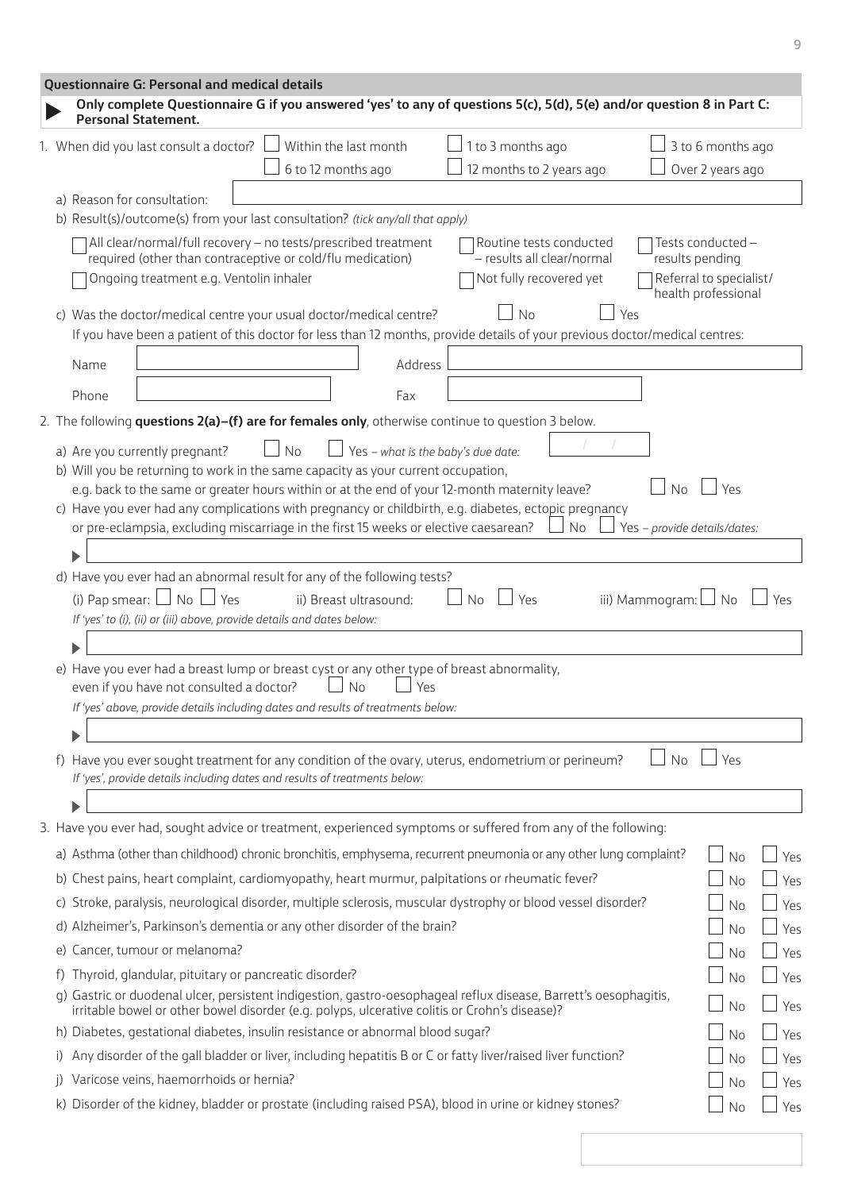## Questionnaire G: Personal and medical details

▶ **Only complete Questionnaire G if you answered 'yes' to any of questions 5(c), 5(d), 5(e) and/or question 8 in Part C: Personal Statement.**

1. When did you last consult a doctor? ☐ Within the last month ☐ 1 to 3 months ago ☐ 3 to 6 months ago ☐ 6 to 12 months ago ☐ 12 months to 2 years ago ☐ Over 2 years ago

   a) Reason for consultation:

   b) Result(s)/outcome(s) from your last consultation? *(tick any/all that apply)*

   ☐ All clear/normal/full recovery – no tests/prescribed treatment required (other than contraceptive or cold/flu medication)
   ☐ Routine tests conducted – results all clear/normal
   ☐ Tests conducted – results pending
   ☐ Ongoing treatment e.g. Ventolin inhaler
   ☐ Not fully recovered yet
   ☐ Referral to specialist/ health professional

   c) Was the doctor/medical centre your usual doctor/medical centre? ☐ No ☐ Yes

   If you have been a patient of this doctor for less than 12 months, provide details of your previous doctor/medical centres:

   Name: Address:

   Phone: Fax:

2. The following **questions 2(a)–(f) are for females only**, otherwise continue to question 3 below.

   a) Are you currently pregnant? ☐ No ☐ Yes – *what is the baby's due date:* / /

   b) Will you be returning to work in the same capacity as your current occupation, e.g. back to the same or greater hours within or at the end of your 12-month maternity leave? ☐ No ☐ Yes

   c) Have you ever had any complications with pregnancy or childbirth, e.g. diabetes, ectopic pregnancy or pre-eclampsia, excluding miscarriage in the first 15 weeks or elective caesarean? ☐ No ☐ Yes – *provide details/dates:*

   ▶

   d) Have you ever had an abnormal result for any of the following tests?

   (i) Pap smear: ☐ No ☐ Yes ii) Breast ultrasound: ☐ No ☐ Yes iii) Mammogram: ☐ No ☐ Yes

   *If 'yes' to (i), (ii) or (iii) above, provide details and dates below:*

   ▶

   e) Have you ever had a breast lump or breast cyst or any other type of breast abnormality, even if you have not consulted a doctor? ☐ No ☐ Yes

   *If 'yes' above, provide details including dates and results of treatments below:*

   ▶

   f) Have you ever sought treatment for any condition of the ovary, uterus, endometrium or perineum? ☐ No ☐ Yes

   *If 'yes', provide details including dates and results of treatments below:*

   ▶

3. Have you ever had, sought advice or treatment, experienced symptoms or suffered from any of the following:

| | | |
|---|---|---|
| a) Asthma (other than childhood) chronic bronchitis, emphysema, recurrent pneumonia or any other lung complaint? | ☐ No | ☐ Yes |
| b) Chest pains, heart complaint, cardiomyopathy, heart murmur, palpitations or rheumatic fever? | ☐ No | ☐ Yes |
| c) Stroke, paralysis, neurological disorder, multiple sclerosis, muscular dystrophy or blood vessel disorder? | ☐ No | ☐ Yes |
| d) Alzheimer's, Parkinson's dementia or any other disorder of the brain? | ☐ No | ☐ Yes |
| e) Cancer, tumour or melanoma? | ☐ No | ☐ Yes |
| f) Thyroid, glandular, pituitary or pancreatic disorder? | ☐ No | ☐ Yes |
| g) Gastric or duodenal ulcer, persistent indigestion, gastro-oesophageal reflux disease, Barrett's oesophagitis, irritable bowel or other bowel disorder (e.g. polyps, ulcerative colitis or Crohn's disease)? | ☐ No | ☐ Yes |
| h) Diabetes, gestational diabetes, insulin resistance or abnormal blood sugar? | ☐ No | ☐ Yes |
| i) Any disorder of the gall bladder or liver, including hepatitis B or C or fatty liver/raised liver function? | ☐ No | ☐ Yes |
| j) Varicose veins, haemorrhoids or hernia? | ☐ No | ☐ Yes |
| k) Disorder of the kidney, bladder or prostate (including raised PSA), blood in urine or kidney stones? | ☐ No | ☐ Yes |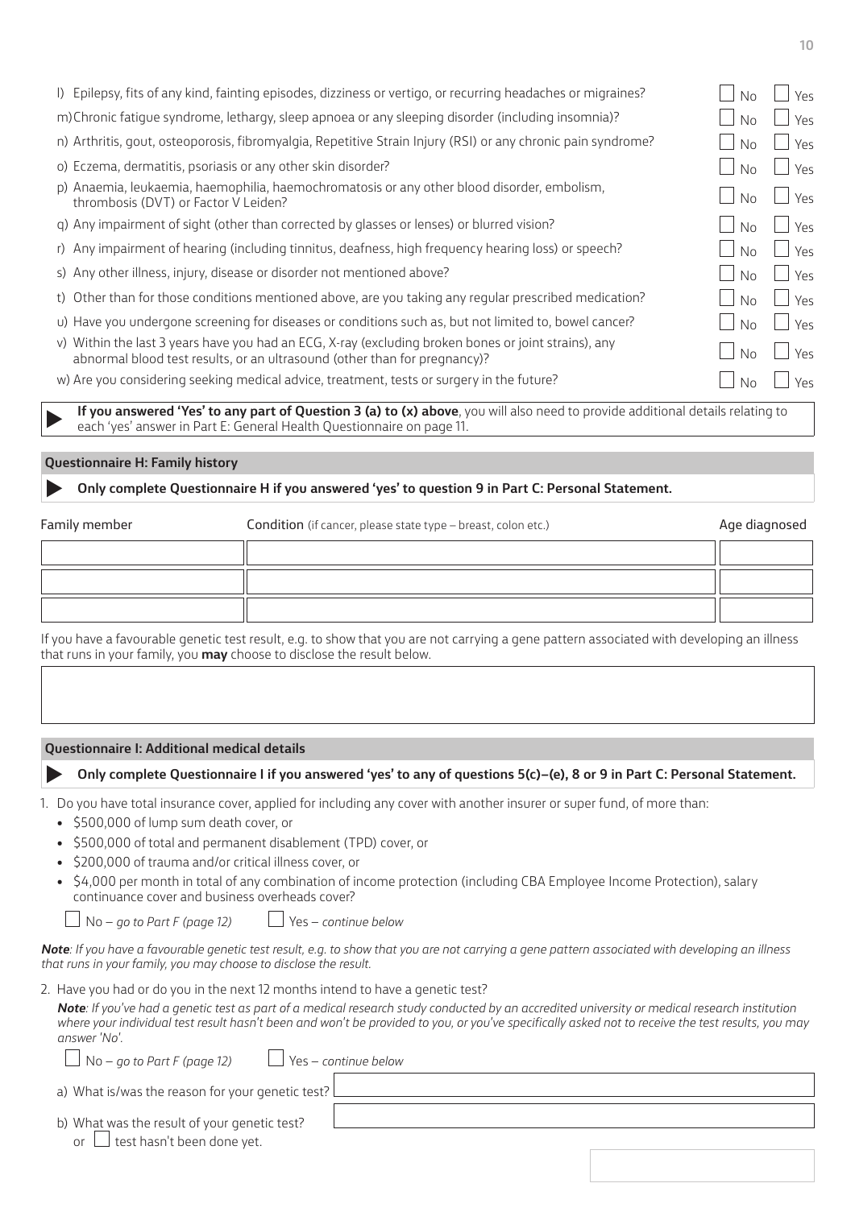l) Epilepsy, fits of any kind, fainting episodes, dizziness or vertigo, or recurring headaches or migraines? ☐ No ☐ Yes

m) Chronic fatigue syndrome, lethargy, sleep apnoea or any sleeping disorder (including insomnia)? ☐ No ☐ Yes

n) Arthritis, gout, osteoporosis, fibromyalgia, Repetitive Strain Injury (RSI) or any chronic pain syndrome? ☐ No ☐ Yes

o) Eczema, dermatitis, psoriasis or any other skin disorder? ☐ No ☐ Yes

p) Anaemia, leukaemia, haemophilia, haemochromatosis or any other blood disorder, embolism, thrombosis (DVT) or Factor V Leiden? ☐ No ☐ Yes

q) Any impairment of sight (other than corrected by glasses or lenses) or blurred vision? ☐ No ☐ Yes

r) Any impairment of hearing (including tinnitus, deafness, high frequency hearing loss) or speech? ☐ No ☐ Yes

s) Any other illness, injury, disease or disorder not mentioned above? ☐ No ☐ Yes

t) Other than for those conditions mentioned above, are you taking any regular prescribed medication? ☐ No ☐ Yes

u) Have you undergone screening for diseases or conditions such as, but not limited to, bowel cancer? ☐ No ☐ Yes

v) Within the last 3 years have you had an ECG, X-ray (excluding broken bones or joint strains), any abnormal blood test results, or an ultrasound (other than for pregnancy)? ☐ No ☐ Yes

w) Are you considering seeking medical advice, treatment, tests or surgery in the future? ☐ No ☐ Yes

▶ **If you answered 'Yes' to any part of Question 3 (a) to (x) above**, you will also need to provide additional details relating to each 'yes' answer in Part E: General Health Questionnaire on page 11.

## Questionnaire H: Family history

▶ **Only complete Questionnaire H if you answered 'yes' to question 9 in Part C: Personal Statement.**

| Family member | Condition (if cancer, please state type – breast, colon etc.) | Age diagnosed |
|---|---|---|
| | | |
| | | |
| | | |

If you have a favourable genetic test result, e.g. to show that you are not carrying a gene pattern associated with developing an illness that runs in your family, you **may** choose to disclose the result below.

## Questionnaire I: Additional medical details

▶ **Only complete Questionnaire I if you answered 'yes' to any of questions 5(c)–(e), 8 or 9 in Part C: Personal Statement.**

1. Do you have total insurance cover, applied for including any cover with another insurer or super fund, of more than:
   - $500,000 of lump sum death cover, or
   - $500,000 of total and permanent disablement (TPD) cover, or
   - $200,000 of trauma and/or critical illness cover, or
   - $4,000 per month in total of any combination of income protection (including CBA Employee Income Protection), salary continuance cover and business overheads cover?

   ☐ No – *go to Part F (page 12)* ☐ Yes – *continue below*

***Note**: If you have a favourable genetic test result, e.g. to show that you are not carrying a gene pattern associated with developing an illness that runs in your family, you may choose to disclose the result.*

2. Have you had or do you in the next 12 months intend to have a genetic test?

   ***Note**: If you've had a genetic test as part of a medical research study conducted by an accredited university or medical research institution where your individual test result hasn't been and won't be provided to you, or you've specifically asked not to receive the test results, you may answer 'No'.*

   ☐ No – *go to Part F (page 12)* ☐ Yes – *continue below*

   a) What is/was the reason for your genetic test?

   b) What was the result of your genetic test?
   or ☐ test hasn't been done yet.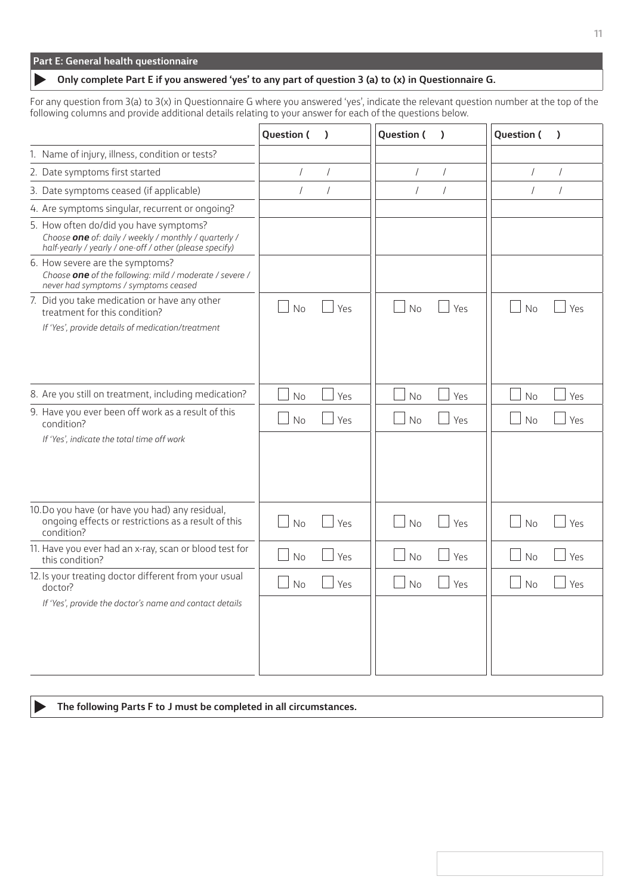## Part E: General health questionnaire

**Only complete Part E if you answered 'yes' to any part of question 3 (a) to (x) in Questionnaire G.**

For any question from 3(a) to 3(x) in Questionnaire G where you answered 'yes', indicate the relevant question number at the top of the following columns and provide additional details relating to your answer for each of the questions below.

| | Question ( ) | Question ( ) | Question ( ) |
|---|---|---|---|
| 1. Name of injury, illness, condition or tests? | | | |
| 2. Date symptoms first started | / / | / / | / / |
| 3. Date symptoms ceased (if applicable) | / / | / / | / / |
| 4. Are symptoms singular, recurrent or ongoing? | | | |
| 5. How often do/did you have symptoms? *Choose **one** of: daily / weekly / monthly / quarterly / half-yearly / yearly / one-off / other (please specify)* | | | |
| 6. How severe are the symptoms? *Choose **one** of the following: mild / moderate / severe / never had symptoms / symptoms ceased* | | | |
| 7. Did you take medication or have any other treatment for this condition? *If 'Yes', provide details of medication/treatment* | ☐ No ☐ Yes | ☐ No ☐ Yes | ☐ No ☐ Yes |
| 8. Are you still on treatment, including medication? | ☐ No ☐ Yes | ☐ No ☐ Yes | ☐ No ☐ Yes |
| 9. Have you ever been off work as a result of this condition? *If 'Yes', indicate the total time off work* | ☐ No ☐ Yes | ☐ No ☐ Yes | ☐ No ☐ Yes |
| 10. Do you have (or have you had) any residual, ongoing effects or restrictions as a result of this condition? | ☐ No ☐ Yes | ☐ No ☐ Yes | ☐ No ☐ Yes |
| 11. Have you ever had an x-ray, scan or blood test for this condition? | ☐ No ☐ Yes | ☐ No ☐ Yes | ☐ No ☐ Yes |
| 12. Is your treating doctor different from your usual doctor? *If 'Yes', provide the doctor's name and contact details* | ☐ No ☐ Yes | ☐ No ☐ Yes | ☐ No ☐ Yes |

**The following Parts F to J must be completed in all circumstances.**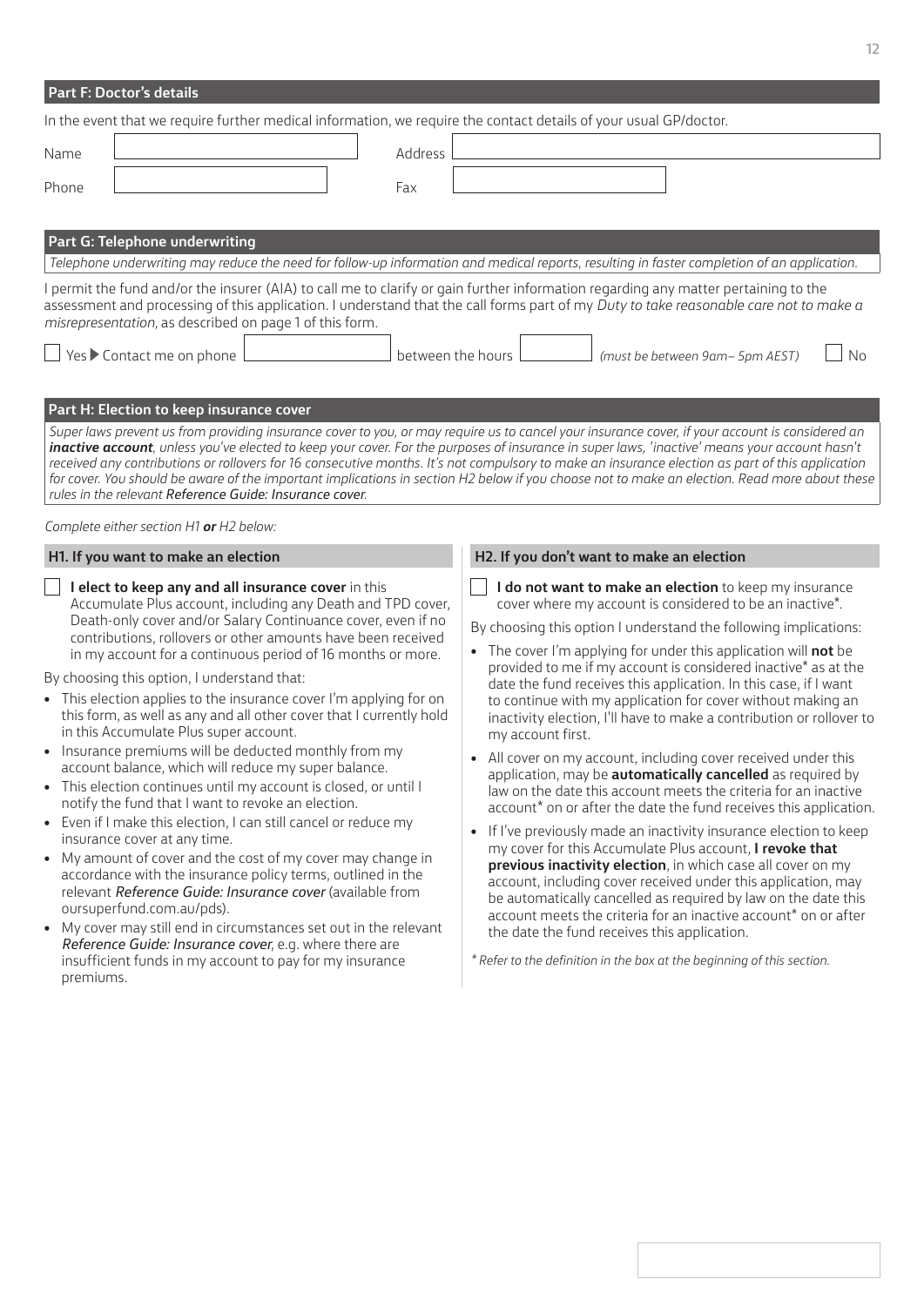## Part F: Doctor's details

In the event that we require further medical information, we require the contact details of your usual GP/doctor.

Name ______________________ Address ______________________

Phone ______________________ Fax ______________________

## Part G: Telephone underwriting

*Telephone underwriting may reduce the need for follow-up information and medical reports, resulting in faster completion of an application.*

I permit the fund and/or the insurer (AIA) to call me to clarify or gain further information regarding any matter pertaining to the assessment and processing of this application. I understand that the call forms part of my *Duty to take reasonable care not to make a misrepresentation*, as described on page 1 of this form.

☐ Yes ▶ Contact me on phone ______________ between the hours ______________ *(must be between 9am– 5pm AEST)* ☐ No

## Part H: Election to keep insurance cover

*Super laws prevent us from providing insurance cover to you, or may require us to cancel your insurance cover, if your account is considered an* ***inactive account****, unless you've elected to keep your cover. For the purposes of insurance in super laws, 'inactive' means your account hasn't received any contributions or rollovers for 16 consecutive months. It's not compulsory to make an insurance election as part of this application for cover. You should be aware of the important implications in section H2 below if you choose not to make an election. Read more about these rules in the relevant Reference Guide: Insurance cover.*

*Complete either section H1* ***or*** *H2 below:*

### H1. If you want to make an election

☐ **I elect to keep any and all insurance cover** in this Accumulate Plus account, including any Death and TPD cover, Death-only cover and/or Salary Continuance cover, even if no contributions, rollovers or other amounts have been received in my account for a continuous period of 16 months or more.

By choosing this option, I understand that:

- This election applies to the insurance cover I'm applying for on this form, as well as any and all other cover that I currently hold in this Accumulate Plus super account.
- Insurance premiums will be deducted monthly from my account balance, which will reduce my super balance.
- This election continues until my account is closed, or until I notify the fund that I want to revoke an election.
- Even if I make this election, I can still cancel or reduce my insurance cover at any time.
- My amount of cover and the cost of my cover may change in accordance with the insurance policy terms, outlined in the relevant *Reference Guide: Insurance cover* (available from oursuperfund.com.au/pds).
- My cover may still end in circumstances set out in the relevant *Reference Guide: Insurance cover*, e.g. where there are insufficient funds in my account to pay for my insurance premiums.

### H2. If you don't want to make an election

☐ **I do not want to make an election** to keep my insurance cover where my account is considered to be an inactive*.

By choosing this option I understand the following implications:

- The cover I'm applying for under this application will **not** be provided to me if my account is considered inactive* as at the date the fund receives this application. In this case, if I want to continue with my application for cover without making an inactivity election, I'll have to make a contribution or rollover to my account first.
- All cover on my account, including cover received under this application, may be **automatically cancelled** as required by law on the date this account meets the criteria for an inactive account* on or after the date the fund receives this application.
- If I've previously made an inactivity insurance election to keep my cover for this Accumulate Plus account, **I revoke that previous inactivity election**, in which case all cover on my account, including cover received under this application, may be automatically cancelled as required by law on the date this account meets the criteria for an inactive account* on or after the date the fund receives this application.

*\* Refer to the definition in the box at the beginning of this section.*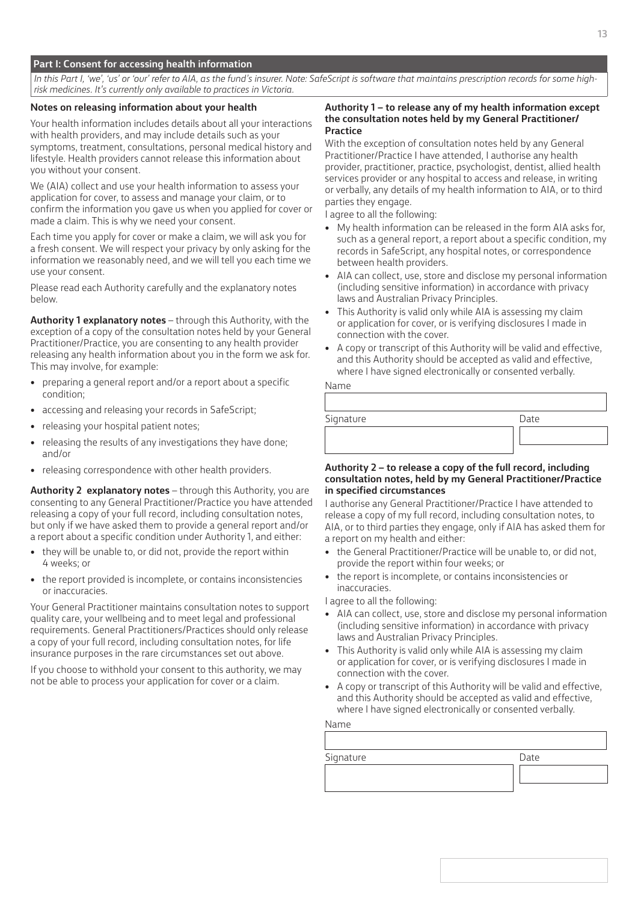## Part I: Consent for accessing health information

*In this Part I, 'we', 'us' or 'our' refer to AIA, as the fund's insurer. Note: SafeScript is software that maintains prescription records for some high-risk medicines. It's currently only available to practices in Victoria.*

### Notes on releasing information about your health

Your health information includes details about all your interactions with health providers, and may include details such as your symptoms, treatment, consultations, personal medical history and lifestyle. Health providers cannot release this information about you without your consent.

We (AIA) collect and use your health information to assess your application for cover, to assess and manage your claim, or to confirm the information you gave us when you applied for cover or made a claim. This is why we need your consent.

Each time you apply for cover or make a claim, we will ask you for a fresh consent. We will respect your privacy by only asking for the information we reasonably need, and we will tell you each time we use your consent.

Please read each Authority carefully and the explanatory notes below.

**Authority 1 explanatory notes** – through this Authority, with the exception of a copy of the consultation notes held by your General Practitioner/Practice, you are consenting to any health provider releasing any health information about you in the form we ask for. This may involve, for example:

- preparing a general report and/or a report about a specific condition;
- accessing and releasing your records in SafeScript;
- releasing your hospital patient notes;
- releasing the results of any investigations they have done; and/or
- releasing correspondence with other health providers.

**Authority 2 explanatory notes** – through this Authority, you are consenting to any General Practitioner/Practice you have attended releasing a copy of your full record, including consultation notes, but only if we have asked them to provide a general report and/or a report about a specific condition under Authority 1, and either:

- they will be unable to, or did not, provide the report within 4 weeks; or
- the report provided is incomplete, or contains inconsistencies or inaccuracies.

Your General Practitioner maintains consultation notes to support quality care, your wellbeing and to meet legal and professional requirements. General Practitioners/Practices should only release a copy of your full record, including consultation notes, for life insurance purposes in the rare circumstances set out above.

If you choose to withhold your consent to this authority, we may not be able to process your application for cover or a claim.

### Authority 1 – to release any of my health information except the consultation notes held by my General Practitioner/ Practice

With the exception of consultation notes held by any General Practitioner/Practice I have attended, I authorise any health provider, practitioner, practice, psychologist, dentist, allied health services provider or any hospital to access and release, in writing or verbally, any details of my health information to AIA, or to third parties they engage.

I agree to all the following:

- My health information can be released in the form AIA asks for, such as a general report, a report about a specific condition, my records in SafeScript, any hospital notes, or correspondence between health providers.
- AIA can collect, use, store and disclose my personal information (including sensitive information) in accordance with privacy laws and Australian Privacy Principles.
- This Authority is valid only while AIA is assessing my claim or application for cover, or is verifying disclosures I made in connection with the cover.
- A copy or transcript of this Authority will be valid and effective, and this Authority should be accepted as valid and effective, where I have signed electronically or consented verbally.

Name

Signature

Date

### Authority 2 – to release a copy of the full record, including consultation notes, held by my General Practitioner/Practice in specified circumstances

I authorise any General Practitioner/Practice I have attended to release a copy of my full record, including consultation notes, to AIA, or to third parties they engage, only if AIA has asked them for a report on my health and either:

- the General Practitioner/Practice will be unable to, or did not, provide the report within four weeks; or
- the report is incomplete, or contains inconsistencies or inaccuracies.

I agree to all the following:

- AIA can collect, use, store and disclose my personal information (including sensitive information) in accordance with privacy laws and Australian Privacy Principles.
- This Authority is valid only while AIA is assessing my claim or application for cover, or is verifying disclosures I made in connection with the cover.
- A copy or transcript of this Authority will be valid and effective, and this Authority should be accepted as valid and effective, where I have signed electronically or consented verbally.

Name

Signature

Date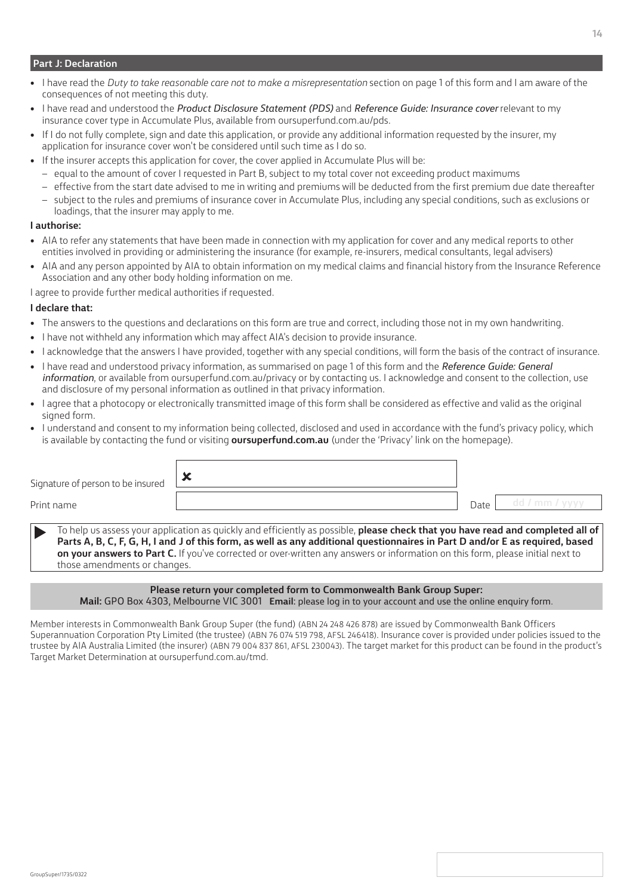## Part J: Declaration

- I have read the *Duty to take reasonable care not to make a misrepresentation* section on page 1 of this form and I am aware of the consequences of not meeting this duty.
- I have read and understood the *Product Disclosure Statement (PDS)* and *Reference Guide: Insurance cover* relevant to my insurance cover type in Accumulate Plus, available from oursuperfund.com.au/pds.
- If I do not fully complete, sign and date this application, or provide any additional information requested by the insurer, my application for insurance cover won't be considered until such time as I do so.
- If the insurer accepts this application for cover, the cover applied in Accumulate Plus will be:
  - equal to the amount of cover I requested in Part B, subject to my total cover not exceeding product maximums
  - effective from the start date advised to me in writing and premiums will be deducted from the first premium due date thereafter
  - subject to the rules and premiums of insurance cover in Accumulate Plus, including any special conditions, such as exclusions or loadings, that the insurer may apply to me.

**I authorise:**

- AIA to refer any statements that have been made in connection with my application for cover and any medical reports to other entities involved in providing or administering the insurance (for example, re-insurers, medical consultants, legal advisers)
- AIA and any person appointed by AIA to obtain information on my medical claims and financial history from the Insurance Reference Association and any other body holding information on me.

I agree to provide further medical authorities if requested.

**I declare that:**

- The answers to the questions and declarations on this form are true and correct, including those not in my own handwriting.
- I have not withheld any information which may affect AIA's decision to provide insurance.
- I acknowledge that the answers I have provided, together with any special conditions, will form the basis of the contract of insurance.
- I have read and understood privacy information, as summarised on page 1 of this form and the *Reference Guide: General information*, or available from oursuperfund.com.au/privacy or by contacting us. I acknowledge and consent to the collection, use and disclosure of my personal information as outlined in that privacy information.
- I agree that a photocopy or electronically transmitted image of this form shall be considered as effective and valid as the original signed form.
- I understand and consent to my information being collected, disclosed and used in accordance with the fund's privacy policy, which is available by contacting the fund or visiting **oursuperfund.com.au** (under the 'Privacy' link on the homepage).

Signature of person to be insured ✘ ______________________

Print name ______________________ Date dd / mm / yyyy

▶ To help us assess your application as quickly and efficiently as possible, **please check that you have read and completed all of Parts A, B, C, F, G, H, I and J of this form, as well as any additional questionnaires in Part D and/or E as required, based on your answers to Part C.** If you've corrected or over-written any answers or information on this form, please initial next to those amendments or changes.

**Please return your completed form to Commonwealth Bank Group Super:**
**Mail:** GPO Box 4303, Melbourne VIC 3001 **Email**: please log in to your account and use the online enquiry form.

Member interests in Commonwealth Bank Group Super (the fund) (ABN 24 248 426 878) are issued by Commonwealth Bank Officers Superannuation Corporation Pty Limited (the trustee) (ABN 76 074 519 798, AFSL 246418). Insurance cover is provided under policies issued to the trustee by AIA Australia Limited (the insurer) (ABN 79 004 837 861, AFSL 230043). The target market for this product can be found in the product's Target Market Determination at oursuperfund.com.au/tmd.

GroupSuper/1735/0322